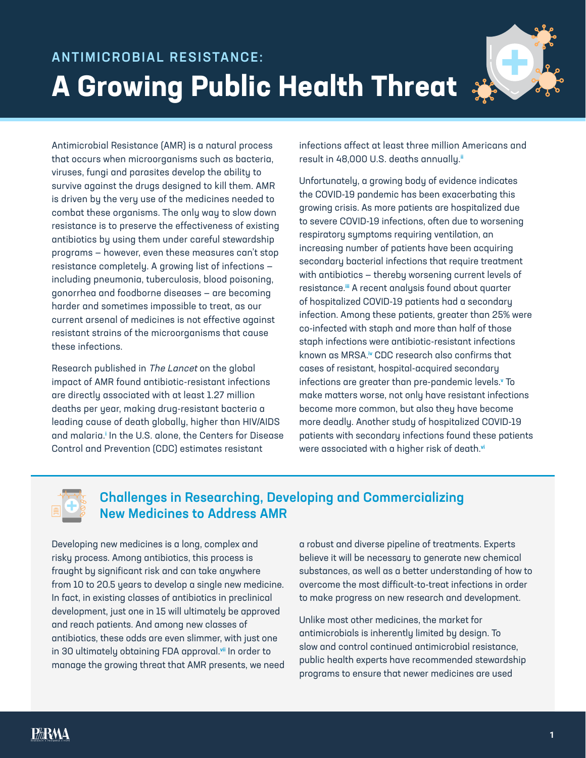## ANTIMICROBIAL RESISTANCE:

# A Growing Public Health Threat

Antimicrobial Resistance (AMR) is a natural process that occurs when microorganisms such as bacteria, viruses, fungi and parasites develop the ability to survive against the drugs designed to kill them. AMR is driven by the very use of the medicines needed to combat these organisms. The only way to slow down resistance is to preserve the effectiveness of existing antibiotics by using them under careful stewardship programs – however, even these measures can't stop resistance completely. A growing list of infections – including pneumonia, tuberculosis, blood poisoning, gonorrhea and foodborne diseases – are becoming harder and sometimes impossible to treat, as our current arsenal of medicines is not effective against resistant strains of the microorganisms that cause these infections.

Research published in *The Lancet* on the global impact of AMR found antibiotic-resistant infections are directly associated with at least 1.27 million deaths per year, making drug-resistant bacteria a leading cause of death globally, higher than HIV/AIDS and malaria.[i] In the U.S. alone, the Centers for Disease Control and Prevention (CDC) estimates resistant infections affect at least three million Americans and result in 48,000 U.S. deaths annually.[ii]

Unfortunately, a growing body of evidence indicates the COVID-19 pandemic has been exacerbating this growing crisis. As more patients are hospitalized due to severe COVID-19 infections, often due to worsening respiratory symptoms requiring ventilation, an increasing number of patients have been acquiring secondary bacterial infections that require treatment with antibiotics – thereby worsening current levels of resistance.[iii] A recent analysis found about quarter of hospitalized COVID-19 patients had a secondary infection. Among these patients, greater than 25% were co-infected with staph and more than half of those staph infections were antibiotic-resistant infections known as MRSA.[iv] CDC research also confirms that cases of resistant, hospital-acquired secondary infections are greater than pre-pandemic levels.[v] To make matters worse, not only have resistant infections become more common, but also they have become more deadly. Another study of hospitalized COVID-19 patients with secondary infections found these patients were associated with a higher risk of death.[vi]

## Challenges in Researching, Developing and Commercializing New Medicines to Address AMR

Developing new medicines is a long, complex and risky process. Among antibiotics, this process is fraught by significant risk and can take anywhere from 10 to 20.5 years to develop a single new medicine. In fact, in existing classes of antibiotics in preclinical development, just one in 15 will ultimately be approved and reach patients. And among new classes of antibiotics, these odds are even slimmer, with just one in 30 ultimately obtaining FDA approval.[vii] In order to manage the growing threat that AMR presents, we need a robust and diverse pipeline of treatments. Experts believe it will be necessary to generate new chemical substances, as well as a better understanding of how to overcome the most difficult-to-treat infections in order to make progress on new research and development.

Unlike most other medicines, the market for antimicrobials is inherently limited by design. To slow and control continued antimicrobial resistance, public health experts have recommended stewardship programs to ensure that newer medicines are used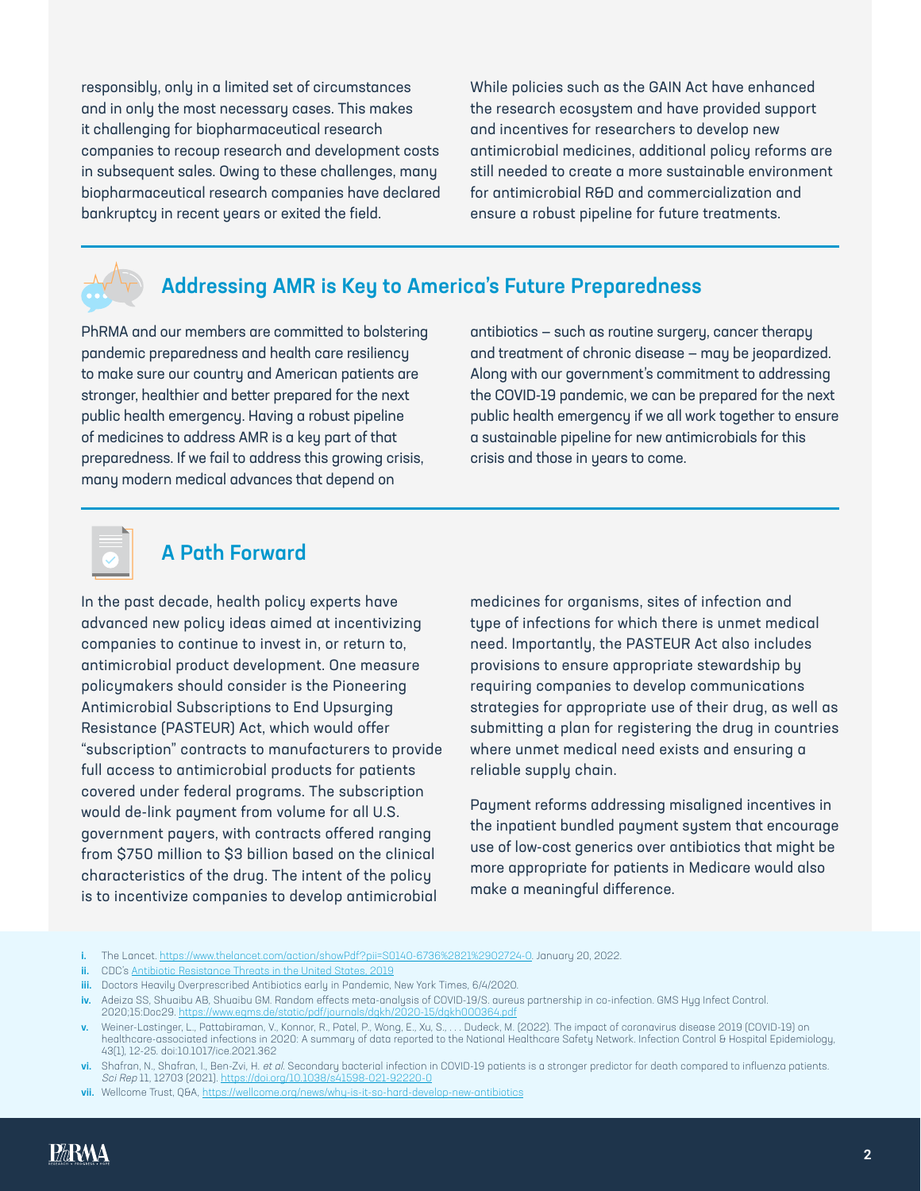responsibly, only in a limited set of circumstances and in only the most necessary cases. This makes it challenging for biopharmaceutical research companies to recoup research and development costs in subsequent sales. Owing to these challenges, many biopharmaceutical research companies have declared bankruptcy in recent years or exited the field.

While policies such as the GAIN Act have enhanced the research ecosystem and have provided support and incentives for researchers to develop new antimicrobial medicines, additional policy reforms are still needed to create a more sustainable environment for antimicrobial R&D and commercialization and ensure a robust pipeline for future treatments.

## Addressing AMR is Key to America's Future Preparedness

PhRMA and our members are committed to bolstering pandemic preparedness and health care resiliency to make sure our country and American patients are stronger, healthier and better prepared for the next public health emergency. Having a robust pipeline of medicines to address AMR is a key part of that preparedness. If we fail to address this growing crisis, many modern medical advances that depend on antibiotics – such as routine surgery, cancer therapy and treatment of chronic disease – may be jeopardized. Along with our government's commitment to addressing the COVID-19 pandemic, we can be prepared for the next public health emergency if we all work together to ensure a sustainable pipeline for new antimicrobials for this crisis and those in years to come.

## A Path Forward

In the past decade, health policy experts have advanced new policy ideas aimed at incentivizing companies to continue to invest in, or return to, antimicrobial product development. One measure policymakers should consider is the Pioneering Antimicrobial Subscriptions to End Upsurging Resistance (PASTEUR) Act, which would offer "subscription" contracts to manufacturers to provide full access to antimicrobial products for patients covered under federal programs. The subscription would de-link payment from volume for all U.S. government payers, with contracts offered ranging from $750 million to $3 billion based on the clinical characteristics of the drug. The intent of the policy is to incentivize companies to develop antimicrobial medicines for organisms, sites of infection and type of infections for which there is unmet medical need. Importantly, the PASTEUR Act also includes provisions to ensure appropriate stewardship by requiring companies to develop communications strategies for appropriate use of their drug, as well as submitting a plan for registering the drug in countries where unmet medical need exists and ensuring a reliable supply chain.

Payment reforms addressing misaligned incentives in the inpatient bundled payment system that encourage use of low-cost generics over antibiotics that might be more appropriate for patients in Medicare would also make a meaningful difference.

---

i. The Lancet. https://www.thelancet.com/action/showPdf?pii=S0140-6736%2821%2902724-0. January 20, 2022.

ii. CDC's Antibiotic Resistance Threats in the United States, 2019

iii. Doctors Heavily Overprescribed Antibiotics early in Pandemic, New York Times, 6/4/2020.

iv. Adeiza SS, Shuaibu AB, Shuaibu GM. Random effects meta-analysis of COVID-19/S. aureus partnership in co-infection. GMS Hyg Infect Control. 2020;15:Doc29. https://www.egms.de/static/pdf/journals/dgkh/2020-15/dgkh000364.pdf

v. Weiner-Lastinger, L., Pattabiraman, V., Konnor, R., Patel, P., Wong, E., Xu, S., . . . Dudeck, M. (2022). The impact of coronavirus disease 2019 (COVID-19) on healthcare-associated infections in 2020: A summary of data reported to the National Healthcare Safety Network. Infection Control & Hospital Epidemiology, 43(1), 12-25. doi:10.1017/ice.2021.362

vi. Shafran, N., Shafran, I., Ben-Zvi, H. *et al.* Secondary bacterial infection in COVID-19 patients is a stronger predictor for death compared to influenza patients. *Sci Rep* 11, 12703 (2021). https://doi.org/10.1038/s41598-021-92220-0

vii. Wellcome Trust, Q&A, https://wellcome.org/news/why-is-it-so-hard-develop-new-antibiotics